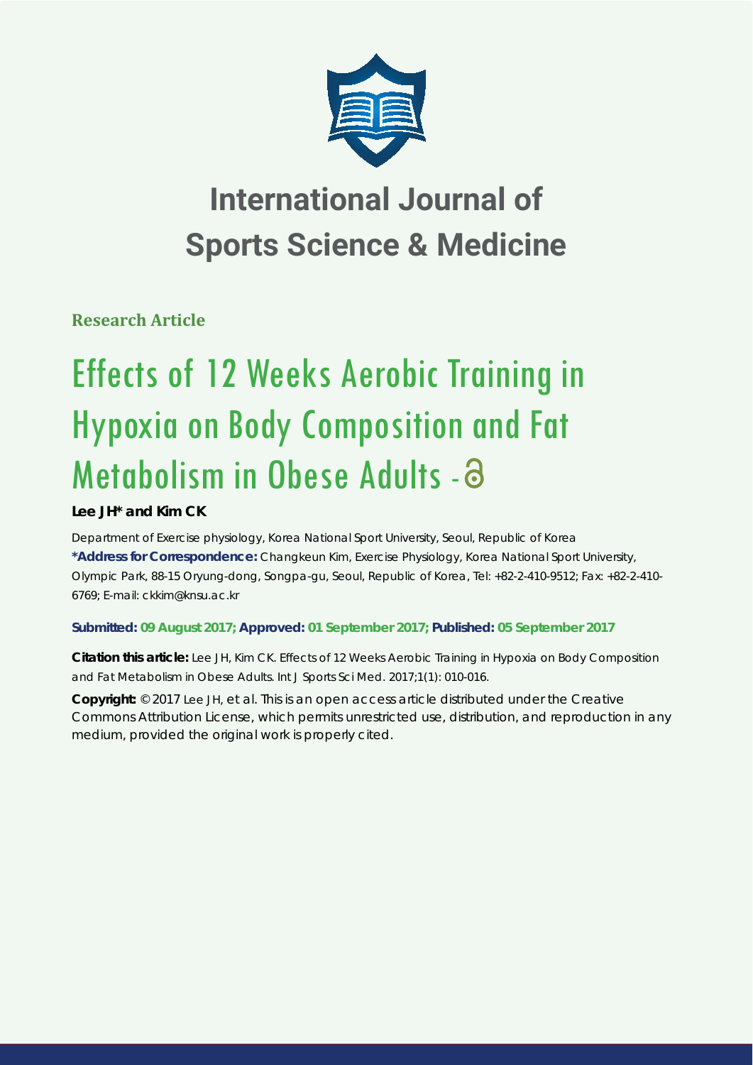# International Journal of Sports Science & Medicine

**Research Article**

# Effects of 12 Weeks Aerobic Training in Hypoxia on Body Composition and Fat Metabolism in Obese Adults

**Lee JH\* and Kim CK**

Department of Exercise physiology, Korea National Sport University, Seoul, Republic of Korea

**\*Address for Correspondence:** Changkeun Kim, Exercise Physiology, Korea National Sport University, Olympic Park, 88-15 Oryung-dong, Songpa-gu, Seoul, Republic of Korea, Tel: +82-2-410-9512; Fax: +82-2-410-6769; E-mail: ckkim@knsu.ac.kr

**Submitted: 09 August 2017; Approved: 01 September 2017; Published: 05 September 2017**

**Citation this article:** Lee JH, Kim CK. Effects of 12 Weeks Aerobic Training in Hypoxia on Body Composition and Fat Metabolism in Obese Adults. Int J Sports Sci Med. 2017;1(1): 010-016.

**Copyright:** © 2017 Lee JH, et al. This is an open access article distributed under the Creative Commons Attribution License, which permits unrestricted use, distribution, and reproduction in any medium, provided the original work is properly cited.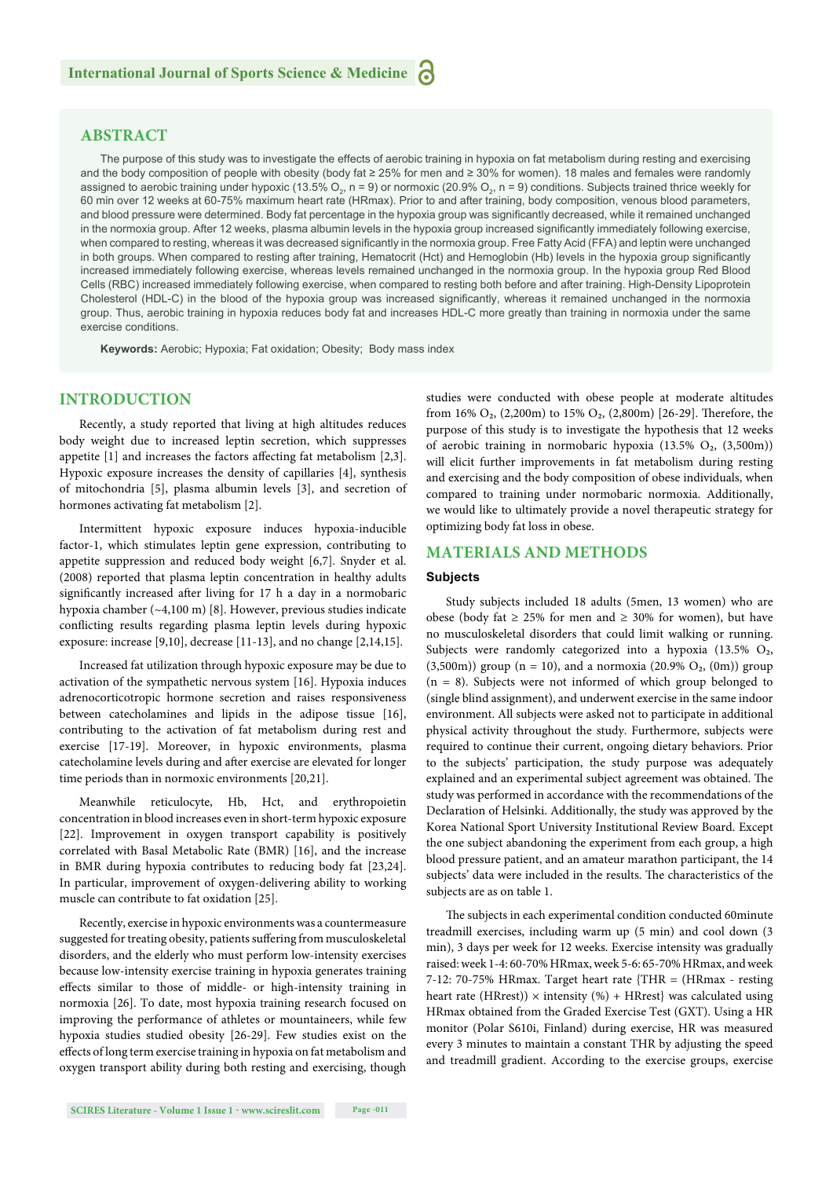## ABSTRACT

The purpose of this study was to investigate the effects of aerobic training in hypoxia on fat metabolism during resting and exercising and the body composition of people with obesity (body fat ≥ 25% for men and ≥ 30% for women). 18 males and females were randomly assigned to aerobic training under hypoxic (13.5% $O_2$, n = 9) or normoxic (20.9% $O_2$, n = 9) conditions. Subjects trained thrice weekly for 60 min over 12 weeks at 60-75% maximum heart rate (HRmax). Prior to and after training, body composition, venous blood parameters, and blood pressure were determined. Body fat percentage in the hypoxia group was significantly decreased, while it remained unchanged in the normoxia group. After 12 weeks, plasma albumin levels in the hypoxia group increased significantly immediately following exercise, when compared to resting, whereas it was decreased significantly in the normoxia group. Free Fatty Acid (FFA) and leptin were unchanged in both groups. When compared to resting after training, Hematocrit (Hct) and Hemoglobin (Hb) levels in the hypoxia group significantly increased immediately following exercise, whereas levels remained unchanged in the normoxia group. In the hypoxia group Red Blood Cells (RBC) increased immediately following exercise, when compared to resting both before and after training. High-Density Lipoprotein Cholesterol (HDL-C) in the blood of the hypoxia group was increased significantly, whereas it remained unchanged in the normoxia group. Thus, aerobic training in hypoxia reduces body fat and increases HDL-C more greatly than training in normoxia under the same exercise conditions.

**Keywords:** Aerobic; Hypoxia; Fat oxidation; Obesity; Body mass index

## INTRODUCTION

Recently, a study reported that living at high altitudes reduces body weight due to increased leptin secretion, which suppresses appetite [1] and increases the factors affecting fat metabolism [2,3]. Hypoxic exposure increases the density of capillaries [4], synthesis of mitochondria [5], plasma albumin levels [3], and secretion of hormones activating fat metabolism [2].

Intermittent hypoxic exposure induces hypoxia-inducible factor-1, which stimulates leptin gene expression, contributing to appetite suppression and reduced body weight [6,7]. Snyder et al. (2008) reported that plasma leptin concentration in healthy adults significantly increased after living for 17 h a day in a normobaric hypoxia chamber (~4,100 m) [8]. However, previous studies indicate conflicting results regarding plasma leptin levels during hypoxic exposure: increase [9,10], decrease [11-13], and no change [2,14,15].

Increased fat utilization through hypoxic exposure may be due to activation of the sympathetic nervous system [16]. Hypoxia induces adrenocorticotropic hormone secretion and raises responsiveness between catecholamines and lipids in the adipose tissue [16], contributing to the activation of fat metabolism during rest and exercise [17-19]. Moreover, in hypoxic environments, plasma catecholamine levels during and after exercise are elevated for longer time periods than in normoxic environments [20,21].

Meanwhile reticulocyte, Hb, Hct, and erythropoietin concentration in blood increases even in short-term hypoxic exposure [22]. Improvement in oxygen transport capability is positively correlated with Basal Metabolic Rate (BMR) [16], and the increase in BMR during hypoxia contributes to reducing body fat [23,24]. In particular, improvement of oxygen-delivering ability to working muscle can contribute to fat oxidation [25].

Recently, exercise in hypoxic environments was a countermeasure suggested for treating obesity, patients suffering from musculoskeletal disorders, and the elderly who must perform low-intensity exercises because low-intensity exercise training in hypoxia generates training effects similar to those of middle- or high-intensity training in normoxia [26]. To date, most hypoxia training research focused on improving the performance of athletes or mountaineers, while few hypoxia studies studied obesity [26-29]. Few studies exist on the effects of long term exercise training in hypoxia on fat metabolism and oxygen transport ability during both resting and exercising, though studies were conducted with obese people at moderate altitudes from 16% $O_2$, (2,200m) to 15% $O_2$, (2,800m) [26-29]. Therefore, the purpose of this study is to investigate the hypothesis that 12 weeks of aerobic training in normobaric hypoxia (13.5% $O_2$, (3,500m)) will elicit further improvements in fat metabolism during resting and exercising and the body composition of obese individuals, when compared to training under normobaric normoxia. Additionally, we would like to ultimately provide a novel therapeutic strategy for optimizing body fat loss in obese.

## MATERIALS AND METHODS

### Subjects

Study subjects included 18 adults (5men, 13 women) who are obese (body fat ≥ 25% for men and ≥ 30% for women), but have no musculoskeletal disorders that could limit walking or running. Subjects were randomly categorized into a hypoxia (13.5% $O_2$, (3,500m)) group (n = 10), and a normoxia (20.9% $O_2$, (0m)) group (n = 8). Subjects were not informed of which group belonged to (single blind assignment), and underwent exercise in the same indoor environment. All subjects were asked not to participate in additional physical activity throughout the study. Furthermore, subjects were required to continue their current, ongoing dietary behaviors. Prior to the subjects' participation, the study purpose was adequately explained and an experimental subject agreement was obtained. The study was performed in accordance with the recommendations of the Declaration of Helsinki. Additionally, the study was approved by the Korea National Sport University Institutional Review Board. Except the one subject abandoning the experiment from each group, a high blood pressure patient, and an amateur marathon participant, the 14 subjects' data were included in the results. The characteristics of the subjects are as on table 1.

The subjects in each experimental condition conducted 60minute treadmill exercises, including warm up (5 min) and cool down (3 min), 3 days per week for 12 weeks. Exercise intensity was gradually raised: week 1-4: 60-70% HRmax, week 5-6: 65-70% HRmax, and week 7-12: 70-75% HRmax. Target heart rate {THR = (HRmax - resting heart rate (HRrest)) × intensity (%) + HRrest} was calculated using HRmax obtained from the Graded Exercise Test (GXT). Using a HR monitor (Polar S610i, Finland) during exercise, HR was measured every 3 minutes to maintain a constant THR by adjusting the speed and treadmill gradient. According to the exercise groups, exercise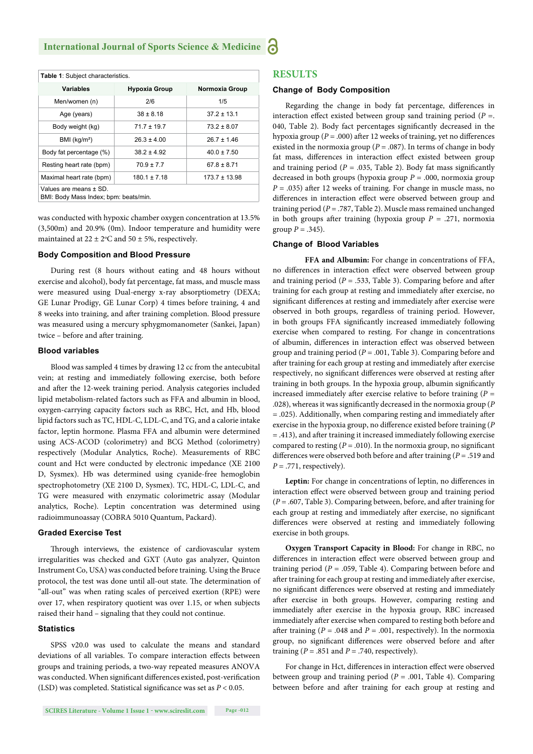**Table 1**: Subject characteristics.

| Variables | Hypoxia Group | Normoxia Group |
| --- | --- | --- |
| Men/women (n) | 2/6 | 1/5 |
| Age (years) | 38 ± 8.18 | 37.2 ± 13.1 |
| Body weight (kg) | 71.7 ± 19.7 | 73.2 ± 8.07 |
| BMI (kg/m²) | 26.3 ± 4.00 | 26.7 ± 1.46 |
| Body fat percentage (%) | 38.2 ± 4.92 | 40.0 ± 7.50 |
| Resting heart rate (bpm) | 70.9 ± 7.7 | 67.8 ± 8.71 |
| Maximal heart rate (bpm) | 180.1 ± 7.18 | 173.7 ± 13.98 |

Values are means ± SD.
BMI: Body Mass Index; bpm: beats/min.

was conducted with hypoxic chamber oxygen concentration at 13.5% (3,500m) and 20.9% (0m). Indoor temperature and humidity were maintained at 22 ± 2°C and 50 ± 5%, respectively.

### Body Composition and Blood Pressure

During rest (8 hours without eating and 48 hours without exercise and alcohol), body fat percentage, fat mass, and muscle mass were measured using Dual-energy x-ray absorptiometry (DEXA; GE Lunar Prodigy, GE Lunar Corp) 4 times before training, 4 and 8 weeks into training, and after training completion. Blood pressure was measured using a mercury sphygmomanometer (Sankei, Japan) twice – before and after training.

### Blood variables

Blood was sampled 4 times by drawing 12 cc from the antecubital vein; at resting and immediately following exercise, both before and after the 12-week training period. Analysis categories included lipid metabolism-related factors such as FFA and albumin in blood, oxygen-carrying capacity factors such as RBC, Hct, and Hb, blood lipid factors such as TC, HDL-C, LDL-C, and TG, and a calorie intake factor, leptin hormone. Plasma FFA and albumin were determined using ACS-ACOD (colorimetry) and BCG Method (colorimetry) respectively (Modular Analytics, Roche). Measurements of RBC count and Hct were conducted by electronic impedance (XE 2100 D, Sysmex). Hb was determined using cyanide-free hemoglobin spectrophotometry (XE 2100 D, Sysmex). TC, HDL-C, LDL-C, and TG were measured with enzymatic colorimetric assay (Modular analytics, Roche). Leptin concentration was determined using radioimmunoassay (COBRA 5010 Quantum, Packard).

### Graded Exercise Test

Through interviews, the existence of cardiovascular system irregularities was checked and GXT (Auto gas analyzer, Quinton Instrument Co, USA) was conducted before training. Using the Bruce protocol, the test was done until all-out state. The determination of "all-out" was when rating scales of perceived exertion (RPE) were over 17, when respiratory quotient was over 1.15, or when subjects raised their hand – signaling that they could not continue.

### Statistics

SPSS v20.0 was used to calculate the means and standard deviations of all variables. To compare interaction effects between groups and training periods, a two-way repeated measures ANOVA was conducted. When significant differences existed, post-verification (LSD) was completed. Statistical significance was set as $P < 0.05$.

## RESULTS

### Change of Body Composition

Regarding the change in body fat percentage, differences in interaction effect existed between group sand training period ($P$ =. 040, Table 2). Body fact percentages significantly decreased in the hypoxia group ($P$ = .000) after 12 weeks of training, yet no differences existed in the normoxia group ($P$ = .087). In terms of change in body fat mass, differences in interaction effect existed between group and training period ($P$ = .035, Table 2). Body fat mass significantly decreased in both groups (hypoxia group $P$ = .000, normoxia group $P$ = .035) after 12 weeks of training. For change in muscle mass, no differences in interaction effect were observed between group and training period ($P$ = .787, Table 2). Muscle mass remained unchanged in both groups after training (hypoxia group $P$ = .271, normoxia group $P$ = .345).

### Change of Blood Variables

**FFA and Albumin:** For change in concentrations of FFA, no differences in interaction effect were observed between group and training period ($P$ = .533, Table 3). Comparing before and after training for each group at resting and immediately after exercise, no significant differences at resting and immediately after exercise were observed in both groups, regardless of training period. However, in both groups FFA significantly increased immediately following exercise when compared to resting. For change in concentrations of albumin, differences in interaction effect was observed between group and training period ($P$ = .001, Table 3). Comparing before and after training for each group at resting and immediately after exercise respectively, no significant differences were observed at resting after training in both groups. In the hypoxia group, albumin significantly increased immediately after exercise relative to before training ($P$ = .028), whereas it was significantly decreased in the normoxia group ($P$ = .025). Additionally, when comparing resting and immediately after exercise in the hypoxia group, no difference existed before training ($P$ = .413), and after training it increased immediately following exercise compared to resting ($P$ = .010). In the normoxia group, no significant differences were observed both before and after training ($P$ = .519 and $P$ = .771, respectively).

**Leptin:** For change in concentrations of leptin, no differences in interaction effect were observed between group and training period ($P$ = .607, Table 3). Comparing between, before, and after training for each group at resting and immediately after exercise, no significant differences were observed at resting and immediately following exercise in both groups.

**Oxygen Transport Capacity in Blood:** For change in RBC, no differences in interaction effect were observed between group and training period ($P$ = .059, Table 4). Comparing between before and after training for each group at resting and immediately after exercise, no significant differences were observed at resting and immediately after exercise in both groups. However, comparing resting and immediately after exercise in the hypoxia group, RBC increased immediately after exercise when compared to resting both before and after training ($P$ = .048 and $P$ = .001, respectively). In the normoxia group, no significant differences were observed before and after training ($P$ = .851 and $P$ = .740, respectively).

For change in Hct, differences in interaction effect were observed between group and training period ($P$ = .001, Table 4). Comparing between before and after training for each group at resting and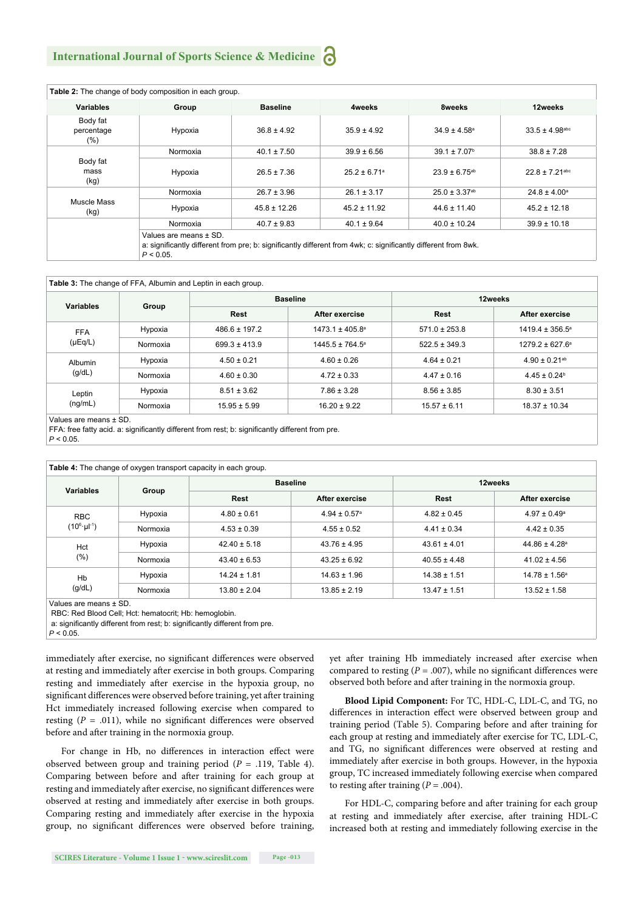**Table 2:** The change of body composition in each group.

| Variables | Group | Baseline | 4weeks | 8weeks | 12weeks |
|---|---|---|---|---|---|
| Body fat percentage (%) | Hypoxia | 36.8 ± 4.92 | 35.9 ± 4.92 | 34.9 ± 4.58[a] | 33.5 ± 4.98[abc] |
| | Normoxia | 40.1 ± 7.50 | 39.9 ± 6.56 | 39.1 ± 7.07[b] | 38.8 ± 7.28 |
| Body fat mass (kg) | Hypoxia | 26.5 ± 7.36 | 25.2 ± 6.71[a] | 23.9 ± 6.75[ab] | 22.8 ± 7.21[abc] |
| | Normoxia | 26.7 ± 3.96 | 26.1 ± 3.17 | 25.0 ± 3.37[ab] | 24.8 ± 4.00[a] |
| Muscle Mass (kg) | Hypoxia | 45.8 ± 12.26 | 45.2 ± 11.92 | 44.6 ± 11.40 | 45.2 ± 12.18 |
| | Normoxia | 40.7 ± 9.83 | 40.1 ± 9.64 | 40.0 ± 10.24 | 39.9 ± 10.18 |

Values are means ± SD.
a: significantly different from pre; b: significantly different from 4wk; c: significantly different from 8wk.
$P < 0.05$.

**Table 3:** The change of FFA, Albumin and Leptin in each group.

| Variables | Group | Baseline | | 12weeks | |
|---|---|---|---|---|---|
| | | Rest | After exercise | Rest | After exercise |
| FFA (μEq/L) | Hypoxia | 486.6 ± 197.2 | 1473.1 ± 405.8[a] | 571.0 ± 253.8 | 1419.4 ± 356.5[a] |
| | Normoxia | 699.3 ± 413.9 | 1445.5 ± 764.5[a] | 522.5 ± 349.3 | 1279.2 ± 627.6[a] |
| Albumin (g/dL) | Hypoxia | 4.50 ± 0.21 | 4.60 ± 0.26 | 4.64 ± 0.21 | 4.90 ± 0.21[ab] |
| | Normoxia | 4.60 ± 0.30 | 4.72 ± 0.33 | 4.47 ± 0.16 | 4.45 ± 0.24[b] |
| Leptin (ng/mL) | Hypoxia | 8.51 ± 3.62 | 7.86 ± 3.28 | 8.56 ± 3.85 | 8.30 ± 3.51 |
| | Normoxia | 15.95 ± 5.99 | 16.20 ± 9.22 | 15.57 ± 6.11 | 18.37 ± 10.34 |

Values are means ± SD.
FFA: free fatty acid. a: significantly different from rest; b: significantly different from pre.
$P < 0.05$.

**Table 4:** The change of oxygen transport capacity in each group.

| Variables | Group | Baseline | | 12weeks | |
|---|---|---|---|---|---|
| | | Rest | After exercise | Rest | After exercise |
| RBC ($10^6 \cdot \mu l^{-1}$) | Hypoxia | 4.80 ± 0.61 | 4.94 ± 0.57[a] | 4.82 ± 0.45 | 4.97 ± 0.49[a] |
| | Normoxia | 4.53 ± 0.39 | 4.55 ± 0.52 | 4.41 ± 0.34 | 4.42 ± 0.35 |
| Hct (%) | Hypoxia | 42.40 ± 5.18 | 43.76 ± 4.95 | 43.61 ± 4.01 | 44.86 ± 4.28[a] |
| | Normoxia | 43.40 ± 6.53 | 43.25 ± 6.92 | 40.55 ± 4.48 | 41.02 ± 4.56 |
| Hb (g/dL) | Hypoxia | 14.24 ± 1.81 | 14.63 ± 1.96 | 14.38 ± 1.51 | 14.78 ± 1.56[a] |
| | Normoxia | 13.80 ± 2.04 | 13.85 ± 2.19 | 13.47 ± 1.51 | 13.52 ± 1.58 |

Values are means ± SD.
RBC: Red Blood Cell; Hct: hematocrit; Hb: hemoglobin.
a: significantly different from rest; b: significantly different from pre.
$P < 0.05$.

immediately after exercise, no significant differences were observed at resting and immediately after exercise in both groups. Comparing resting and immediately after exercise in the hypoxia group, no significant differences were observed before training, yet after training Hct immediately increased following exercise when compared to resting ($P$ = .011), while no significant differences were observed before and after training in the normoxia group.

For change in Hb, no differences in interaction effect were observed between group and training period ($P$ = .119, Table 4). Comparing between before and after training for each group at resting and immediately after exercise, no significant differences were observed at resting and immediately after exercise in both groups. Comparing resting and immediately after exercise in the hypoxia group, no significant differences were observed before training, yet after training Hb immediately increased after exercise when compared to resting ($P$ = .007), while no significant differences were observed both before and after training in the normoxia group.

**Blood Lipid Component:** For TC, HDL-C, LDL-C, and TG, no differences in interaction effect were observed between group and training period (Table 5). Comparing before and after training for each group at resting and immediately after exercise for TC, LDL-C, and TG, no significant differences were observed at resting and immediately after exercise in both groups. However, in the hypoxia group, TC increased immediately following exercise when compared to resting after training ($P$ = .004).

For HDL-C, comparing before and after training for each group at resting and immediately after exercise, after training HDL-C increased both at resting and immediately following exercise in the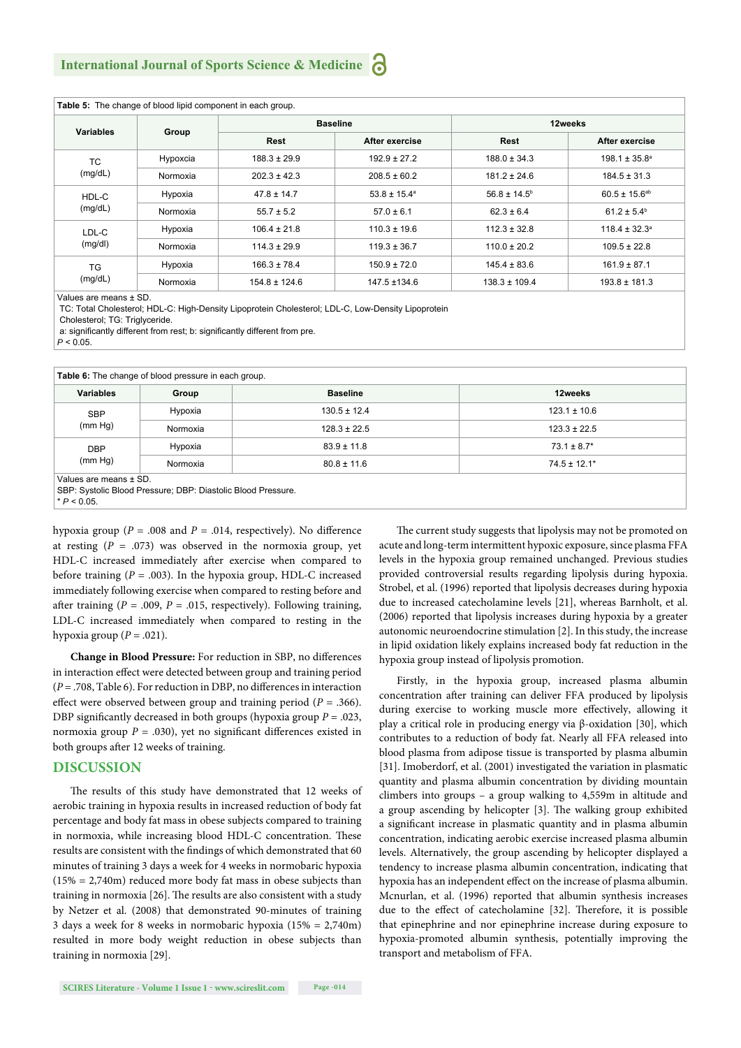Table 5: The change of blood lipid component in each group.

| Variables | Group | Baseline | | 12weeks | |
|---|---|---|---|---|---|
| | | Rest | After exercise | Rest | After exercise |
| TC (mg/dL) | Hypoxcia | 188.3 ± 29.9 | 192.9 ± 27.2 | 188.0 ± 34.3 | 198.1 ± 35.8[a] |
| | Normoxia | 202.3 ± 42.3 | 208.5 ± 60.2 | 181.2 ± 24.6 | 184.5 ± 31.3 |
| HDL-C (mg/dL) | Hypoxia | 47.8 ± 14.7 | 53.8 ± 15.4[a] | 56.8 ± 14.5[b] | 60.5 ± 15.6[ab] |
| | Normoxia | 55.7 ± 5.2 | 57.0 ± 6.1 | 62.3 ± 6.4 | 61.2 ± 5.4[b] |
| LDL-C (mg/dl) | Hypoxia | 106.4 ± 21.8 | 110.3 ± 19.6 | 112.3 ± 32.8 | 118.4 ± 32.3[a] |
| | Normoxia | 114.3 ± 29.9 | 119.3 ± 36.7 | 110.0 ± 20.2 | 109.5 ± 22.8 |
| TG (mg/dL) | Hypoxia | 166.3 ± 78.4 | 150.9 ± 72.0 | 145.4 ± 83.6 | 161.9 ± 87.1 |
| | Normoxia | 154.8 ± 124.6 | 147.5 ±134.6 | 138.3 ± 109.4 | 193.8 ± 181.3 |

Values are means ± SD.
TC: Total Cholesterol; HDL-C: High-Density Lipoprotein Cholesterol; LDL-C, Low-Density Lipoprotein Cholesterol; TG: Triglyceride.
a: significantly different from rest; b: significantly different from pre.
$P < 0.05$.

Table 6: The change of blood pressure in each group.

| Variables | Group | Baseline | 12weeks |
|---|---|---|---|
| SBP (mm Hg) | Hypoxia | 130.5 ± 12.4 | 123.1 ± 10.6 |
| | Normoxia | 128.3 ± 22.5 | 123.3 ± 22.5 |
| DBP (mm Hg) | Hypoxia | 83.9 ± 11.8 | 73.1 ± 8.7* |
| | Normoxia | 80.8 ± 11.6 | 74.5 ± 12.1* |

Values are means ± SD.
SBP: Systolic Blood Pressure; DBP: Diastolic Blood Pressure.
* $P < 0.05$.

hypoxia group ($P$ = .008 and $P$ = .014, respectively). No difference at resting ($P$ = .073) was observed in the normoxia group, yet HDL-C increased immediately after exercise when compared to before training ($P$ = .003). In the hypoxia group, HDL-C increased immediately following exercise when compared to resting before and after training ($P$ = .009, $P$ = .015, respectively). Following training, LDL-C increased immediately when compared to resting in the hypoxia group ($P$ = .021).

**Change in Blood Pressure:** For reduction in SBP, no differences in interaction effect were detected between group and training period ($P$ = .708, Table 6). For reduction in DBP, no differences in interaction effect were observed between group and training period ($P$ = .366). DBP significantly decreased in both groups (hypoxia group $P$ = .023, normoxia group $P$ = .030), yet no significant differences existed in both groups after 12 weeks of training.

## DISCUSSION

The results of this study have demonstrated that 12 weeks of aerobic training in hypoxia results in increased reduction of body fat percentage and body fat mass in obese subjects compared to training in normoxia, while increasing blood HDL-C concentration. These results are consistent with the findings of which demonstrated that 60 minutes of training 3 days a week for 4 weeks in normobaric hypoxia (15% = 2,740m) reduced more body fat mass in obese subjects than training in normoxia [26]. The results are also consistent with a study by Netzer et al. (2008) that demonstrated 90-minutes of training 3 days a week for 8 weeks in normobaric hypoxia (15% = 2,740m) resulted in more body weight reduction in obese subjects than training in normoxia [29].

The current study suggests that lipolysis may not be promoted on acute and long-term intermittent hypoxic exposure, since plasma FFA levels in the hypoxia group remained unchanged. Previous studies provided controversial results regarding lipolysis during hypoxia. Strobel, et al. (1996) reported that lipolysis decreases during hypoxia due to increased catecholamine levels [21], whereas Barnholt, et al. (2006) reported that lipolysis increases during hypoxia by a greater autonomic neuroendocrine stimulation [2]. In this study, the increase in lipid oxidation likely explains increased body fat reduction in the hypoxia group instead of lipolysis promotion.

Firstly, in the hypoxia group, increased plasma albumin concentration after training can deliver FFA produced by lipolysis during exercise to working muscle more effectively, allowing it play a critical role in producing energy via β-oxidation [30], which contributes to a reduction of body fat. Nearly all FFA released into blood plasma from adipose tissue is transported by plasma albumin [31]. Imoberdorf, et al. (2001) investigated the variation in plasmatic quantity and plasma albumin concentration by dividing mountain climbers into groups – a group walking to 4,559m in altitude and a group ascending by helicopter [3]. The walking group exhibited a significant increase in plasmatic quantity and in plasma albumin concentration, indicating aerobic exercise increased plasma albumin levels. Alternatively, the group ascending by helicopter displayed a tendency to increase plasma albumin concentration, indicating that hypoxia has an independent effect on the increase of plasma albumin. Mcnurlan, et al. (1996) reported that albumin synthesis increases due to the effect of catecholamine [32]. Therefore, it is possible that epinephrine and nor epinephrine increase during exposure to hypoxia-promoted albumin synthesis, potentially improving the transport and metabolism of FFA.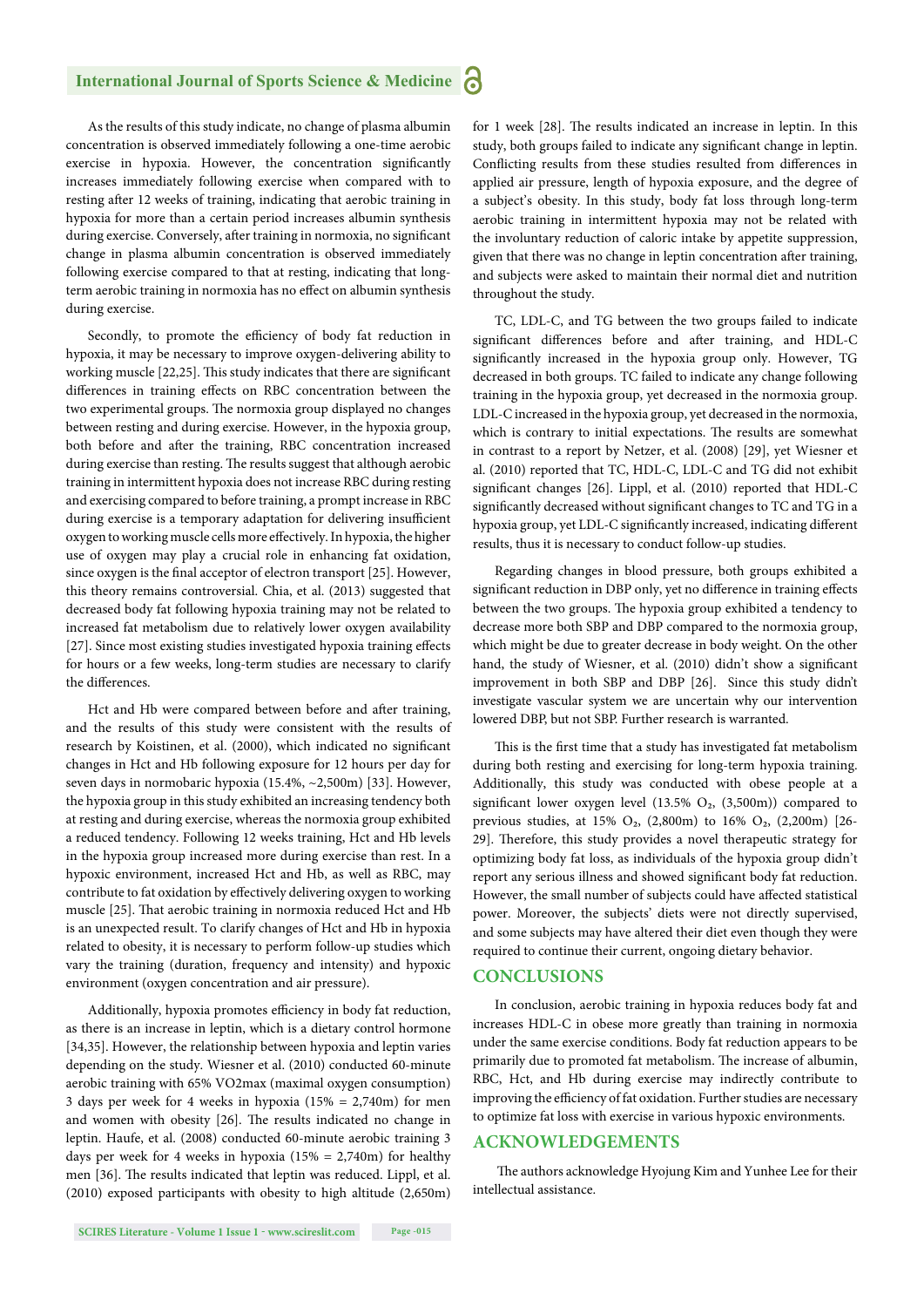As the results of this study indicate, no change of plasma albumin concentration is observed immediately following a one-time aerobic exercise in hypoxia. However, the concentration significantly increases immediately following exercise when compared with to resting after 12 weeks of training, indicating that aerobic training in hypoxia for more than a certain period increases albumin synthesis during exercise. Conversely, after training in normoxia, no significant change in plasma albumin concentration is observed immediately following exercise compared to that at resting, indicating that long-term aerobic training in normoxia has no effect on albumin synthesis during exercise.

Secondly, to promote the efficiency of body fat reduction in hypoxia, it may be necessary to improve oxygen-delivering ability to working muscle [22,25]. This study indicates that there are significant differences in training effects on RBC concentration between the two experimental groups. The normoxia group displayed no changes between resting and during exercise. However, in the hypoxia group, both before and after the training, RBC concentration increased during exercise than resting. The results suggest that although aerobic training in intermittent hypoxia does not increase RBC during resting and exercising compared to before training, a prompt increase in RBC during exercise is a temporary adaptation for delivering insufficient oxygen to working muscle cells more effectively. In hypoxia, the higher use of oxygen may play a crucial role in enhancing fat oxidation, since oxygen is the final acceptor of electron transport [25]. However, this theory remains controversial. Chia, et al. (2013) suggested that decreased body fat following hypoxia training may not be related to increased fat metabolism due to relatively lower oxygen availability [27]. Since most existing studies investigated hypoxia training effects for hours or a few weeks, long-term studies are necessary to clarify the differences.

Hct and Hb were compared between before and after training, and the results of this study were consistent with the results of research by Koistinen, et al. (2000), which indicated no significant changes in Hct and Hb following exposure for 12 hours per day for seven days in normobaric hypoxia (15.4%, ~2,500m) [33]. However, the hypoxia group in this study exhibited an increasing tendency both at resting and during exercise, whereas the normoxia group exhibited a reduced tendency. Following 12 weeks training, Hct and Hb levels in the hypoxia group increased more during exercise than rest. In a hypoxic environment, increased Hct and Hb, as well as RBC, may contribute to fat oxidation by effectively delivering oxygen to working muscle [25]. That aerobic training in normoxia reduced Hct and Hb is an unexpected result. To clarify changes of Hct and Hb in hypoxia related to obesity, it is necessary to perform follow-up studies which vary the training (duration, frequency and intensity) and hypoxic environment (oxygen concentration and air pressure).

Additionally, hypoxia promotes efficiency in body fat reduction, as there is an increase in leptin, which is a dietary control hormone [34,35]. However, the relationship between hypoxia and leptin varies depending on the study. Wiesner et al. (2010) conducted 60-minute aerobic training with 65% VO2max (maximal oxygen consumption) 3 days per week for 4 weeks in hypoxia (15% = 2,740m) for men and women with obesity [26]. The results indicated no change in leptin. Haufe, et al. (2008) conducted 60-minute aerobic training 3 days per week for 4 weeks in hypoxia (15% = 2,740m) for healthy men [36]. The results indicated that leptin was reduced. Lippl, et al. (2010) exposed participants with obesity to high altitude (2,650m) for 1 week [28]. The results indicated an increase in leptin. In this study, both groups failed to indicate any significant change in leptin. Conflicting results from these studies resulted from differences in applied air pressure, length of hypoxia exposure, and the degree of a subject's obesity. In this study, body fat loss through long-term aerobic training in intermittent hypoxia may not be related with the involuntary reduction of caloric intake by appetite suppression, given that there was no change in leptin concentration after training, and subjects were asked to maintain their normal diet and nutrition throughout the study.

TC, LDL-C, and TG between the two groups failed to indicate significant differences before and after training, and HDL-C significantly increased in the hypoxia group only. However, TG decreased in both groups. TC failed to indicate any change following training in the hypoxia group, yet decreased in the normoxia group. LDL-C increased in the hypoxia group, yet decreased in the normoxia, which is contrary to initial expectations. The results are somewhat in contrast to a report by Netzer, et al. (2008) [29], yet Wiesner et al. (2010) reported that TC, HDL-C, LDL-C and TG did not exhibit significant changes [26]. Lippl, et al. (2010) reported that HDL-C significantly decreased without significant changes to TC and TG in a hypoxia group, yet LDL-C significantly increased, indicating different results, thus it is necessary to conduct follow-up studies.

Regarding changes in blood pressure, both groups exhibited a significant reduction in DBP only, yet no difference in training effects between the two groups. The hypoxia group exhibited a tendency to decrease more both SBP and DBP compared to the normoxia group, which might be due to greater decrease in body weight. On the other hand, the study of Wiesner, et al. (2010) didn't show a significant improvement in both SBP and DBP [26]. Since this study didn't investigate vascular system we are uncertain why our intervention lowered DBP, but not SBP. Further research is warranted.

This is the first time that a study has investigated fat metabolism during both resting and exercising for long-term hypoxia training. Additionally, this study was conducted with obese people at a significant lower oxygen level (13.5% $O_2$, (3,500m)) compared to previous studies, at 15% $O_2$, (2,800m) to 16% $O_2$, (2,200m) [26-29]. Therefore, this study provides a novel therapeutic strategy for optimizing body fat loss, as individuals of the hypoxia group didn't report any serious illness and showed significant body fat reduction. However, the small number of subjects could have affected statistical power. Moreover, the subjects' diets were not directly supervised, and some subjects may have altered their diet even though they were required to continue their current, ongoing dietary behavior.

## CONCLUSIONS

In conclusion, aerobic training in hypoxia reduces body fat and increases HDL-C in obese more greatly than training in normoxia under the same exercise conditions. Body fat reduction appears to be primarily due to promoted fat metabolism. The increase of albumin, RBC, Hct, and Hb during exercise may indirectly contribute to improving the efficiency of fat oxidation. Further studies are necessary to optimize fat loss with exercise in various hypoxic environments.

## ACKNOWLEDGEMENTS

The authors acknowledge Hyojung Kim and Yunhee Lee for their intellectual assistance.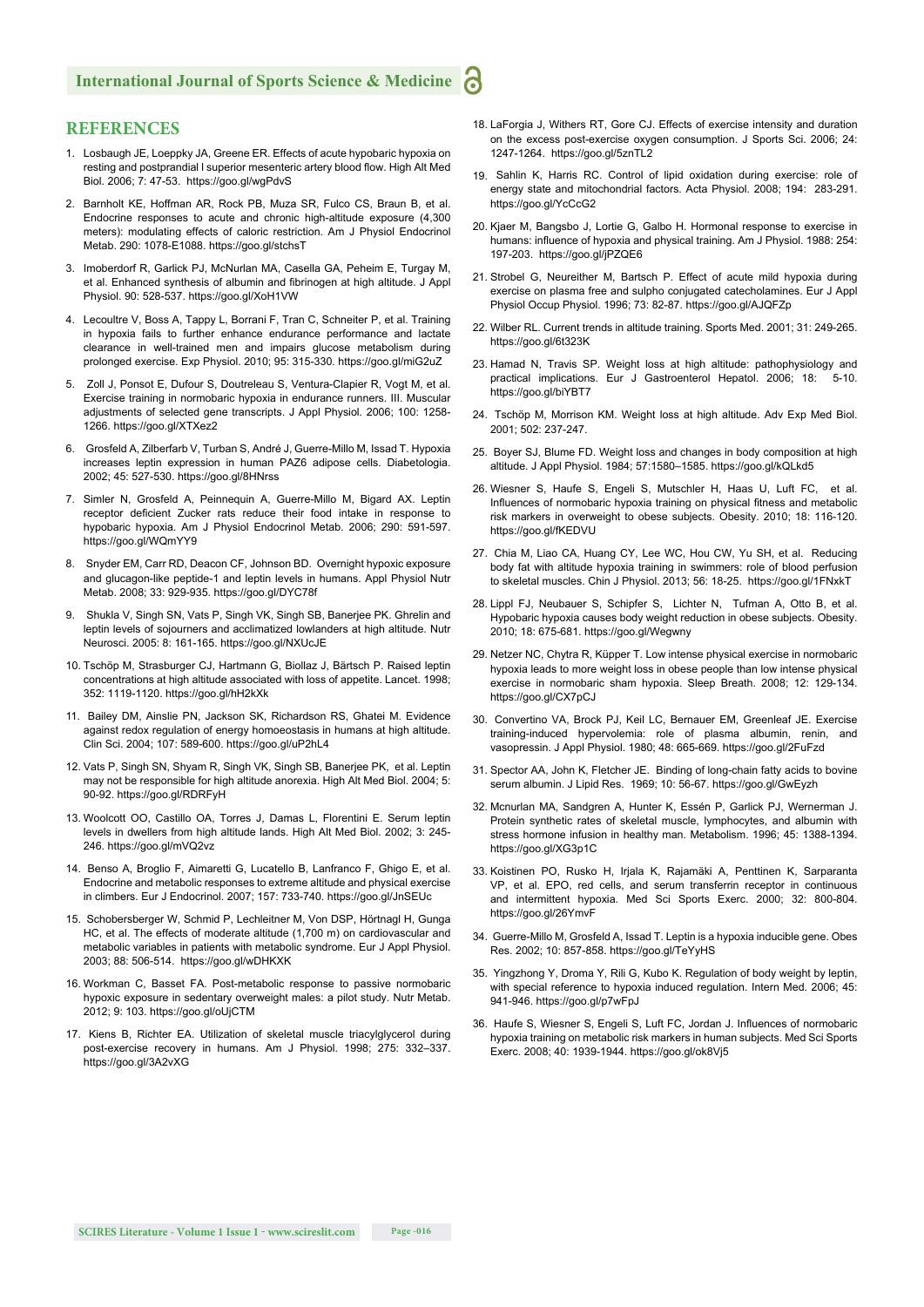## REFERENCES

1. Losbaugh JE, Loeppky JA, Greene ER. Effects of acute hypobaric hypoxia on resting and postprandial I superior mesenteric artery blood flow. High Alt Med Biol. 2006; 7: 47-53. https://goo.gl/wgPdvS
2. Barnholt KE, Hoffman AR, Rock PB, Muza SR, Fulco CS, Braun B, et al. Endocrine responses to acute and chronic high-altitude exposure (4,300 meters): modulating effects of caloric restriction. Am J Physiol Endocrinol Metab. 290: 1078-E1088. https://goo.gl/stchsT
3. Imoberdorf R, Garlick PJ, McNurlan MA, Casella GA, Peheim E, Turgay M, et al. Enhanced synthesis of albumin and fibrinogen at high altitude. J Appl Physiol. 90: 528-537. https://goo.gl/XoH1VW
4. Lecoultre V, Boss A, Tappy L, Borrani F, Tran C, Schneiter P, et al. Training in hypoxia fails to further enhance endurance performance and lactate clearance in well-trained men and impairs glucose metabolism during prolonged exercise. Exp Physiol. 2010; 95: 315-330. https://goo.gl/miG2uZ
5. Zoll J, Ponsot E, Dufour S, Doutreleau S, Ventura-Clapier R, Vogt M, et al. Exercise training in normobaric hypoxia in endurance runners. III. Muscular adjustments of selected gene transcripts. J Appl Physiol. 2006; 100: 1258-1266. https://goo.gl/XTXez2
6. Grosfeld A, Zilberfarb V, Turban S, André J, Guerre-Millo M, Issad T. Hypoxia increases leptin expression in human PAZ6 adipose cells. Diabetologia. 2002; 45: 527-530. https://goo.gl/8HNrss
7. Simler N, Grosfeld A, Peinnequin A, Guerre-Millo M, Bigard AX. Leptin receptor deficient Zucker rats reduce their food intake in response to hypobaric hypoxia. Am J Physiol Endocrinol Metab. 2006; 290: 591-597. https://goo.gl/WQmYY9
8. Snyder EM, Carr RD, Deacon CF, Johnson BD. Overnight hypoxic exposure and glucagon-like peptide-1 and leptin levels in humans. Appl Physiol Nutr Metab. 2008; 33: 929-935. https://goo.gl/DYC78f
9. Shukla V, Singh SN, Vats P, Singh VK, Singh SB, Banerjee PK. Ghrelin and leptin levels of sojourners and acclimatized lowlanders at high altitude. Nutr Neurosci. 2005: 8: 161-165. https://goo.gl/NXUcJE
10. Tschöp M, Strasburger CJ, Hartmann G, Biollaz J, Bärtsch P. Raised leptin concentrations at high altitude associated with loss of appetite. Lancet. 1998; 352: 1119-1120. https://goo.gl/hH2kXk
11. Bailey DM, Ainslie PN, Jackson SK, Richardson RS, Ghatei M. Evidence against redox regulation of energy homoeostasis in humans at high altitude. Clin Sci. 2004; 107: 589-600. https://goo.gl/uP2hL4
12. Vats P, Singh SN, Shyam R, Singh VK, Singh SB, Banerjee PK, et al. Leptin may not be responsible for high altitude anorexia. High Alt Med Biol. 2004; 5: 90-92. https://goo.gl/RDRFyH
13. Woolcott OO, Castillo OA, Torres J, Damas L, Florentini E. Serum leptin levels in dwellers from high altitude lands. High Alt Med Biol. 2002; 3: 245-246. https://goo.gl/mVQ2vz
14. Benso A, Broglio F, Aimaretti G, Lucatello B, Lanfranco F, Ghigo E, et al. Endocrine and metabolic responses to extreme altitude and physical exercise in climbers. Eur J Endocrinol. 2007; 157: 733-740. https://goo.gl/JnSEUc
15. Schobersberger W, Schmid P, Lechleitner M, Von DSP, Hörtnagl H, Gunga HC, et al. The effects of moderate altitude (1,700 m) on cardiovascular and metabolic variables in patients with metabolic syndrome. Eur J Appl Physiol. 2003; 88: 506-514. https://goo.gl/wDHKXK
16. Workman C, Basset FA. Post-metabolic response to passive normobaric hypoxic exposure in sedentary overweight males: a pilot study. Nutr Metab. 2012; 9: 103. https://goo.gl/oUjCTM
17. Kiens B, Richter EA. Utilization of skeletal muscle triacylglycerol during post-exercise recovery in humans. Am J Physiol. 1998; 275: 332–337. https://goo.gl/3A2vXG
18. LaForgia J, Withers RT, Gore CJ. Effects of exercise intensity and duration on the excess post-exercise oxygen consumption. J Sports Sci. 2006; 24: 1247-1264. https://goo.gl/5znTL2
19. Sahlin K, Harris RC. Control of lipid oxidation during exercise: role of energy state and mitochondrial factors. Acta Physiol. 2008; 194: 283-291. https://goo.gl/YcCcG2
20. Kjaer M, Bangsbo J, Lortie G, Galbo H. Hormonal response to exercise in humans: influence of hypoxia and physical training. Am J Physiol. 1988: 254: 197-203. https://goo.gl/jPZQE6
21. Strobel G, Neureither M, Bartsch P. Effect of acute mild hypoxia during exercise on plasma free and sulpho conjugated catecholamines. Eur J Appl Physiol Occup Physiol. 1996; 73: 82-87. https://goo.gl/AJQFZp
22. Wilber RL. Current trends in altitude training. Sports Med. 2001; 31: 249-265. https://goo.gl/6t323K
23. Hamad N, Travis SP. Weight loss at high altitude: pathophysiology and practical implications. Eur J Gastroenterol Hepatol. 2006; 18: 5-10. https://goo.gl/biYBT7
24. Tschöp M, Morrison KM. Weight loss at high altitude. Adv Exp Med Biol. 2001; 502: 237-247.
25. Boyer SJ, Blume FD. Weight loss and changes in body composition at high altitude. J Appl Physiol. 1984; 57:1580–1585. https://goo.gl/kQLkd5
26. Wiesner S, Haufe S, Engeli S, Mutschler H, Haas U, Luft FC, et al. Influences of normobaric hypoxia training on physical fitness and metabolic risk markers in overweight to obese subjects. Obesity. 2010; 18: 116-120. https://goo.gl/fKEDVU
27. Chia M, Liao CA, Huang CY, Lee WC, Hou CW, Yu SH, et al. Reducing body fat with altitude hypoxia training in swimmers: role of blood perfusion to skeletal muscles. Chin J Physiol. 2013; 56: 18-25. https://goo.gl/1FNxkT
28. Lippl FJ, Neubauer S, Schipfer S, Lichter N, Tufman A, Otto B, et al. Hypobaric hypoxia causes body weight reduction in obese subjects. Obesity. 2010; 18: 675-681. https://goo.gl/Wegwny
29. Netzer NC, Chytra R, Küpper T. Low intense physical exercise in normobaric hypoxia leads to more weight loss in obese people than low intense physical exercise in normobaric sham hypoxia. Sleep Breath. 2008; 12: 129-134. https://goo.gl/CX7pCJ
30. Convertino VA, Brock PJ, Keil LC, Bernauer EM, Greenleaf JE. Exercise training-induced hypervolemia: role of plasma albumin, renin, and vasopressin. J Appl Physiol. 1980; 48: 665-669. https://goo.gl/2FuFzd
31. Spector AA, John K, Fletcher JE. Binding of long-chain fatty acids to bovine serum albumin. J Lipid Res. 1969; 10: 56-67. https://goo.gl/GwEyzh
32. Mcnurlan MA, Sandgren A, Hunter K, Essén P, Garlick PJ, Wernerman J. Protein synthetic rates of skeletal muscle, lymphocytes, and albumin with stress hormone infusion in healthy man. Metabolism. 1996; 45: 1388-1394. https://goo.gl/XG3p1C
33. Koistinen PO, Rusko H, Irjala K, Rajamäki A, Penttinen K, Sarparanta VP, et al. EPO, red cells, and serum transferrin receptor in continuous and intermittent hypoxia. Med Sci Sports Exerc. 2000; 32: 800-804. https://goo.gl/26YmvF
34. Guerre-Millo M, Grosfeld A, Issad T. Leptin is a hypoxia inducible gene. Obes Res. 2002; 10: 857-858. https://goo.gl/TeYyHS
35. Yingzhong Y, Droma Y, Rili G, Kubo K. Regulation of body weight by leptin, with special reference to hypoxia induced regulation. Intern Med. 2006; 45: 941-946. https://goo.gl/p7wFpJ
36. Haufe S, Wiesner S, Engeli S, Luft FC, Jordan J. Influences of normobaric hypoxia training on metabolic risk markers in human subjects. Med Sci Sports Exerc. 2008; 40: 1939-1944. https://goo.gl/ok8Vj5